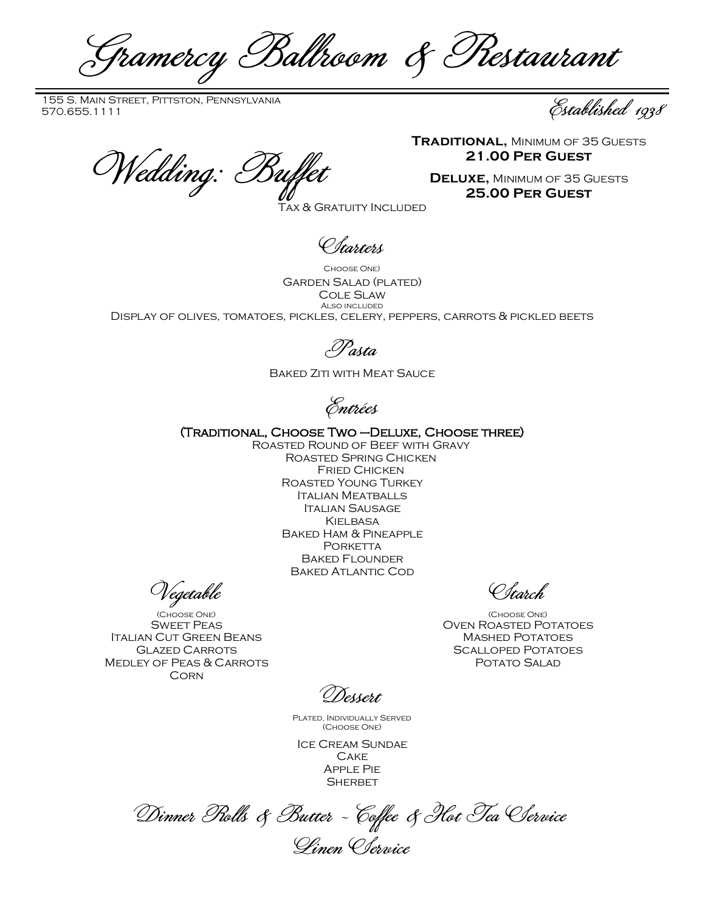# Gramercy Ballroom & Restaurant

155 S. Main Street, Pittston, Pennsylvania
570.655.1111

*Established 1938*

## Wedding: Buffet

**Traditional,** Minimum of 35 Guests
**21.00 Per Guest**

**Deluxe,** Minimum of 35 Guests
**25.00 Per Guest**

Tax & Gratuity Included

### Starters

Choose One)

Garden Salad (plated)
Cole Slaw

Also included

Display of olives, tomatoes, pickles, celery, peppers, carrots & pickled beets

### Pasta

Baked Ziti with Meat Sauce

### Entrées

(Traditional, Choose Two --Deluxe, Choose three)

Roasted Round of Beef with Gravy
Roasted Spring Chicken
Fried Chicken
Roasted Young Turkey
Italian Meatballs
Italian Sausage
Kielbasa
Baked Ham & Pineapple
Porketta
Baked Flounder
Baked Atlantic Cod

### Vegetable

(Choose One)

Sweet Peas
Italian Cut Green Beans
Glazed Carrots
Medley of Peas & Carrots
Corn

### Starch

(Choose One)

Oven Roasted Potatoes
Mashed Potatoes
Scalloped Potatoes
Potato Salad

### Dessert

Plated, Individually Served
(Choose One)

Ice Cream Sundae
Cake
Apple Pie
Sherbet

*Dinner Rolls & Butter ~ Coffee & Hot Tea Service*

*Linen Service*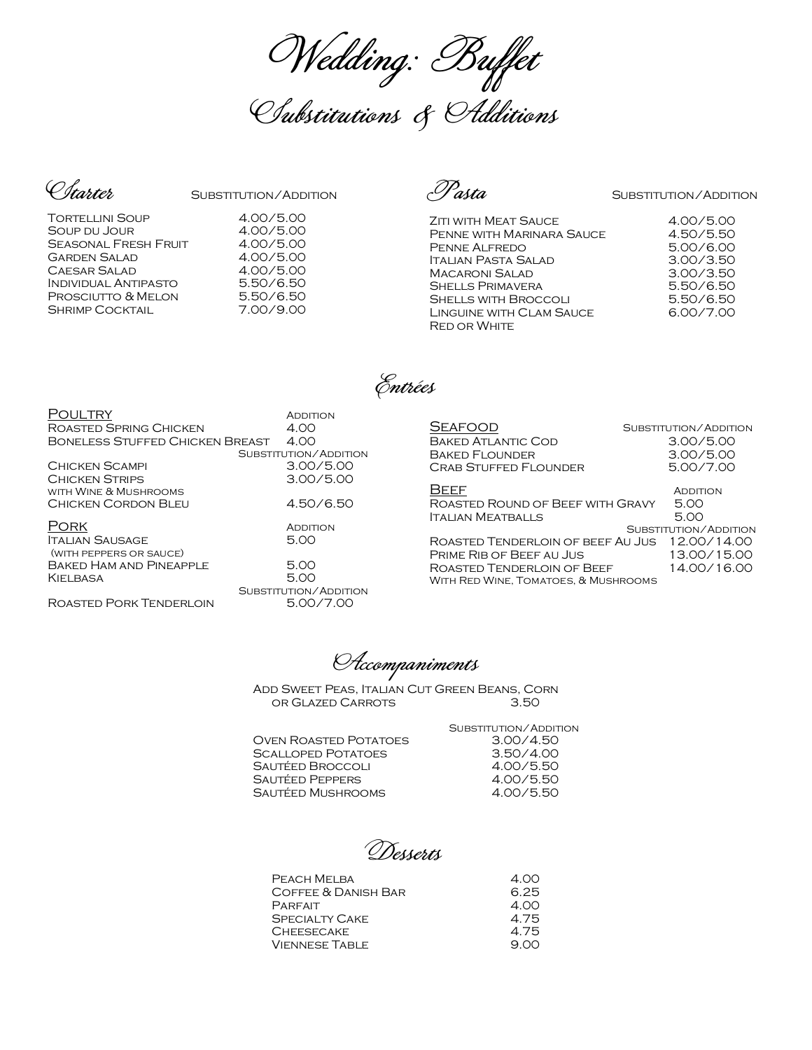# Wedding: Buffet

## Substitutions & Additions

### Starter

| Starter | Substitution/Addition |
|---|---|
| Tortellini Soup | 4.00/5.00 |
| Soup du Jour | 4.00/5.00 |
| Seasonal Fresh Fruit | 4.00/5.00 |
| Garden Salad | 4.00/5.00 |
| Caesar Salad | 4.00/5.00 |
| Individual Antipasto | 5.50/6.50 |
| Prosciutto & Melon | 5.50/6.50 |
| Shrimp Cocktail | 7.00/9.00 |

### Pasta

| Pasta | Substitution/Addition |
|---|---|
| Ziti with Meat Sauce | 4.00/5.00 |
| Penne with Marinara Sauce | 4.50/5.50 |
| Penne Alfredo | 5.00/6.00 |
| Italian Pasta Salad | 3.00/3.50 |
| Macaroni Salad | 3.00/3.50 |
| Shells Primavera | 5.50/6.50 |
| Shells with Broccoli | 5.50/6.50 |
| Linguine with Clam Sauce Red or White | 6.00/7.00 |

### Entrées

| Poultry | Addition |
|---|---|
| Roasted Spring Chicken | 4.00 |
| Boneless Stuffed Chicken Breast | 4.00 |
| | Substitution/Addition |
| Chicken Scampi | 3.00/5.00 |
| Chicken Strips with Wine & Mushrooms | 3.00/5.00 |
| Chicken Cordon Bleu | 4.50/6.50 |

| Pork | Addition |
|---|---|
| Italian Sausage (with peppers or sauce) | 5.00 |
| Baked Ham and Pineapple | 5.00 |
| Kielbasa | 5.00 |
| | Substitution/Addition |
| Roasted Pork Tenderloin | 5.00/7.00 |

| Seafood | Substitution/Addition |
|---|---|
| Baked Atlantic Cod | 3.00/5.00 |
| Baked Flounder | 3.00/5.00 |
| Crab Stuffed Flounder | 5.00/7.00 |

| Beef | Addition |
|---|---|
| Roasted Round of Beef with Gravy | 5.00 |
| Italian Meatballs | 5.00 |
| | Substitution/Addition |
| Roasted Tenderloin of Beef Au Jus | 12.00/14.00 |
| Prime Rib of Beef au Jus | 13.00/15.00 |
| Roasted Tenderloin of Beef With Red Wine, Tomatoes, & Mushrooms | 14.00/16.00 |

### Accompaniments

Add Sweet Peas, Italian Cut Green Beans, Corn or Glazed Carrots 3.50

| | Substitution/Addition |
|---|---|
| Oven Roasted Potatoes | 3.00/4.50 |
| Scalloped Potatoes | 3.50/4.00 |
| Sautéed Broccoli | 4.00/5.50 |
| Sautéed Peppers | 4.00/5.50 |
| Sautéed Mushrooms | 4.00/5.50 |

### Desserts

| | |
|---|---|
| Peach Melba | 4.00 |
| Coffee & Danish Bar | 6.25 |
| Parfait | 4.00 |
| Specialty Cake | 4.75 |
| Cheesecake | 4.75 |
| Viennese Table | 9.00 |